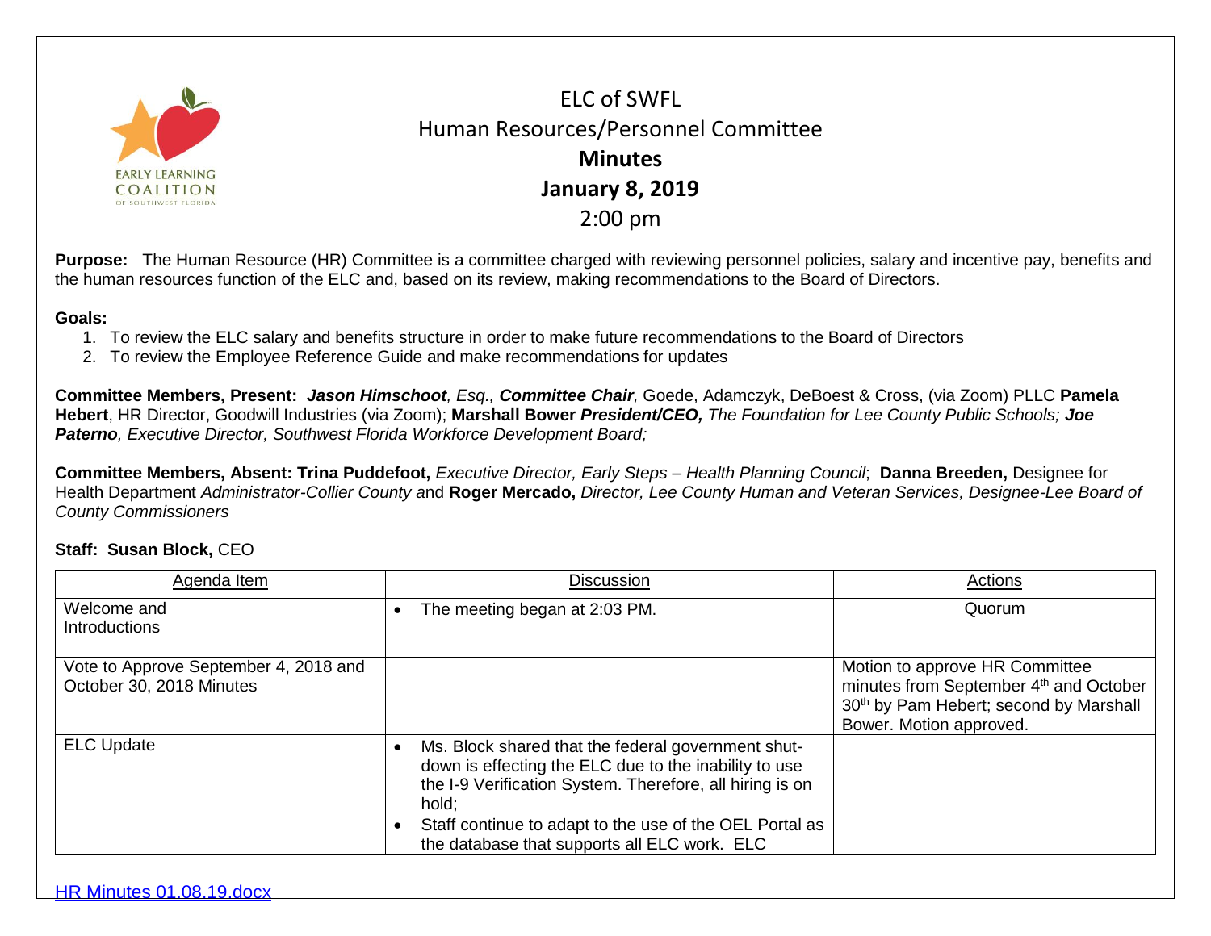# ELC of SWFL

## Human Resources/Personnel Committee

## Minutes

## January 8, 2019

2:00 pm

**Purpose:** The Human Resource (HR) Committee is a committee charged with reviewing personnel policies, salary and incentive pay, benefits and the human resources function of the ELC and, based on its review, making recommendations to the Board of Directors.

**Goals:**

1. To review the ELC salary and benefits structure in order to make future recommendations to the Board of Directors
2. To review the Employee Reference Guide and make recommendations for updates

**Committee Members, Present:** ***Jason Himschoot****, Esq.,* ***Committee Chair****,* Goede, Adamczyk, DeBoest & Cross, (via Zoom) PLLC **Pamela Hebert**, HR Director, Goodwill Industries (via Zoom); **Marshall Bower** ***President/CEO,*** *The Foundation for Lee County Public Schools;* ***Joe Paterno****, Executive Director, Southwest Florida Workforce Development Board;*

**Committee Members, Absent: Trina Puddefoot,** *Executive Director, Early Steps – Health Planning Council*; **Danna Breeden,** Designee for Health Department *Administrator-Collier County* and **Roger Mercado,** *Director, Lee County Human and Veteran Services, Designee-Lee Board of County Commissioners*

**Staff: Susan Block,** CEO

| Agenda Item | Discussion | Actions |
|---|---|---|
| Welcome and Introductions | • The meeting began at 2:03 PM. | Quorum |
| Vote to Approve September 4, 2018 and October 30, 2018 Minutes | | Motion to approve HR Committee minutes from September 4th and October 30th by Pam Hebert; second by Marshall Bower. Motion approved. |
| ELC Update | • Ms. Block shared that the federal government shut-down is effecting the ELC due to the inability to use the I-9 Verification System. Therefore, all hiring is on hold;<br>• Staff continue to adapt to the use of the OEL Portal as the database that supports all ELC work. ELC | |

HR Minutes 01.08.19.docx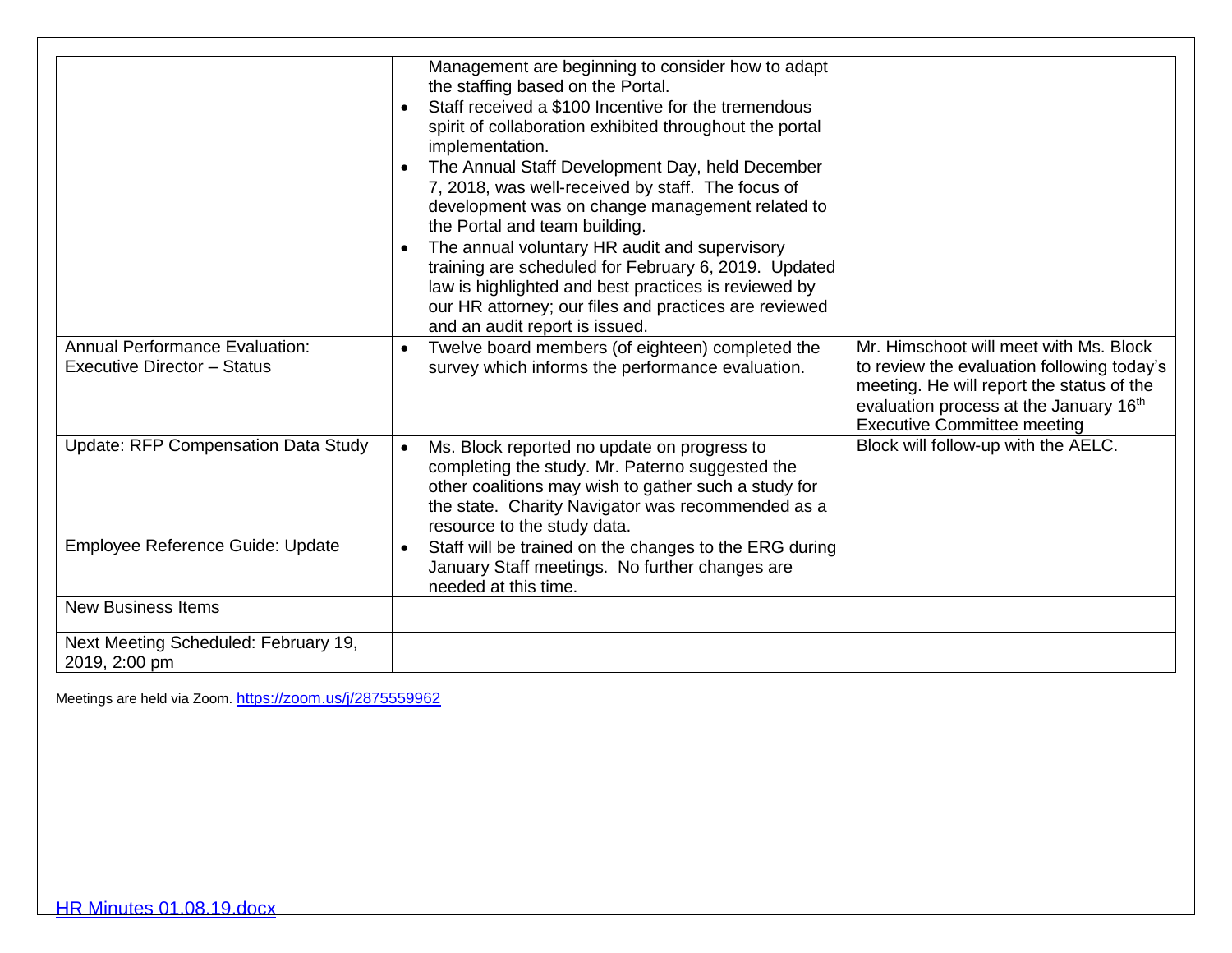| | | |
|---|---|---|
| | Management are beginning to consider how to adapt the staffing based on the Portal.<br>• Staff received a $100 Incentive for the tremendous spirit of collaboration exhibited throughout the portal implementation.<br>• The Annual Staff Development Day, held December 7, 2018, was well-received by staff. The focus of development was on change management related to the Portal and team building.<br>• The annual voluntary HR audit and supervisory training are scheduled for February 6, 2019. Updated law is highlighted and best practices is reviewed by our HR attorney; our files and practices are reviewed and an audit report is issued. | |
| Annual Performance Evaluation: Executive Director – Status | • Twelve board members (of eighteen) completed the survey which informs the performance evaluation. | Mr. Himschoot will meet with Ms. Block to review the evaluation following today's meeting. He will report the status of the evaluation process at the January 16th Executive Committee meeting |
| Update: RFP Compensation Data Study | • Ms. Block reported no update on progress to completing the study. Mr. Paterno suggested the other coalitions may wish to gather such a study for the state. Charity Navigator was recommended as a resource to the study data. | Block will follow-up with the AELC. |
| Employee Reference Guide: Update | • Staff will be trained on the changes to the ERG during January Staff meetings. No further changes are needed at this time. | |
| New Business Items | | |
| Next Meeting Scheduled: February 19, 2019, 2:00 pm | | |

Meetings are held via Zoom. https://zoom.us/j/2875559962

HR Minutes 01.08.19.docx